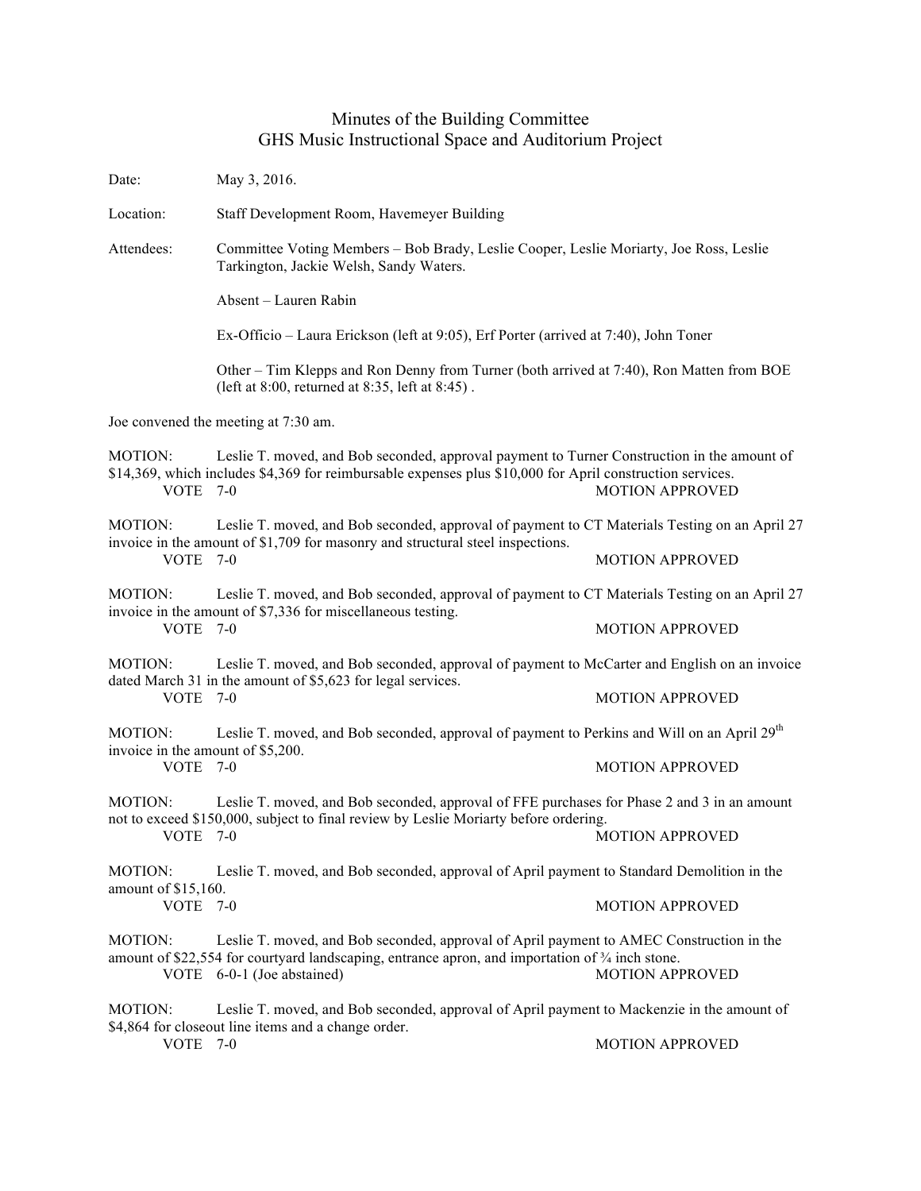# Minutes of the Building Committee
## GHS Music Instructional Space and Auditorium Project

Date: May 3, 2016.

Location: Staff Development Room, Havemeyer Building

Attendees: Committee Voting Members – Bob Brady, Leslie Cooper, Leslie Moriarty, Joe Ross, Leslie Tarkington, Jackie Welsh, Sandy Waters.

Absent – Lauren Rabin

Ex-Officio – Laura Erickson (left at 9:05), Erf Porter (arrived at 7:40), John Toner

Other – Tim Klepps and Ron Denny from Turner (both arrived at 7:40), Ron Matten from BOE (left at 8:00, returned at 8:35, left at 8:45) .

Joe convened the meeting at 7:30 am.

MOTION: Leslie T. moved, and Bob seconded, approval payment to Turner Construction in the amount of $14,369, which includes $4,369 for reimbursable expenses plus $10,000 for April construction services.
VOTE 7-0 MOTION APPROVED

MOTION: Leslie T. moved, and Bob seconded, approval of payment to CT Materials Testing on an April 27 invoice in the amount of $1,709 for masonry and structural steel inspections.
VOTE 7-0 MOTION APPROVED

MOTION: Leslie T. moved, and Bob seconded, approval of payment to CT Materials Testing on an April 27 invoice in the amount of $7,336 for miscellaneous testing.
VOTE 7-0 MOTION APPROVED

MOTION: Leslie T. moved, and Bob seconded, approval of payment to McCarter and English on an invoice dated March 31 in the amount of $5,623 for legal services.
VOTE 7-0 MOTION APPROVED

MOTION: Leslie T. moved, and Bob seconded, approval of payment to Perkins and Will on an April 29th invoice in the amount of $5,200.
VOTE 7-0 MOTION APPROVED

MOTION: Leslie T. moved, and Bob seconded, approval of FFE purchases for Phase 2 and 3 in an amount not to exceed $150,000, subject to final review by Leslie Moriarty before ordering.
VOTE 7-0 MOTION APPROVED

MOTION: Leslie T. moved, and Bob seconded, approval of April payment to Standard Demolition in the amount of $15,160.
VOTE 7-0 MOTION APPROVED

MOTION: Leslie T. moved, and Bob seconded, approval of April payment to AMEC Construction in the amount of $22,554 for courtyard landscaping, entrance apron, and importation of ¾ inch stone.
VOTE 6-0-1 (Joe abstained) MOTION APPROVED

MOTION: Leslie T. moved, and Bob seconded, approval of April payment to Mackenzie in the amount of $4,864 for closeout line items and a change order.
VOTE 7-0 MOTION APPROVED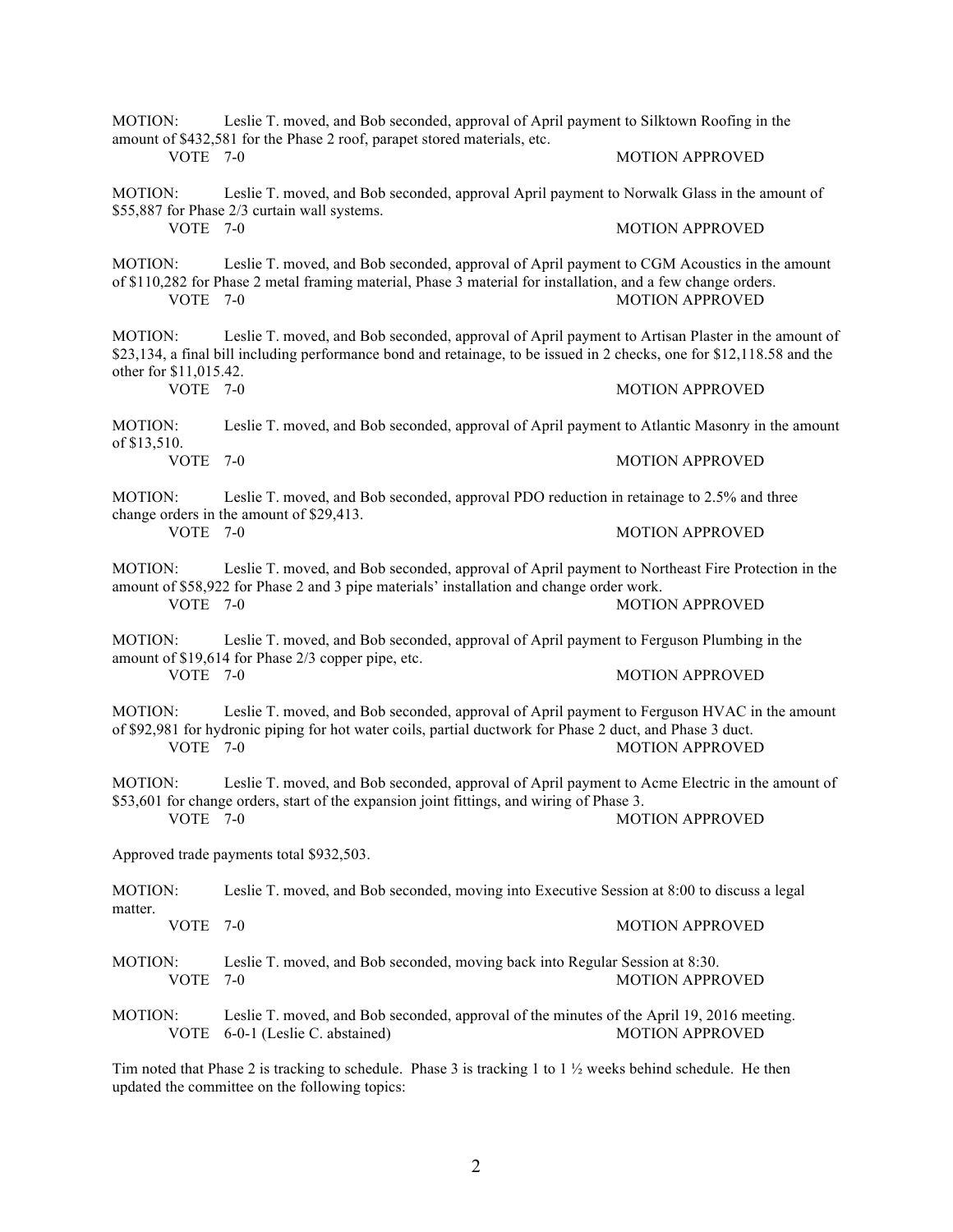MOTION: Leslie T. moved, and Bob seconded, approval of April payment to Silktown Roofing in the amount of $432,581 for the Phase 2 roof, parapet stored materials, etc.

VOTE 7-0 MOTION APPROVED

MOTION: Leslie T. moved, and Bob seconded, approval April payment to Norwalk Glass in the amount of $55,887 for Phase 2/3 curtain wall systems.

VOTE 7-0 MOTION APPROVED

MOTION: Leslie T. moved, and Bob seconded, approval of April payment to CGM Acoustics in the amount of $110,282 for Phase 2 metal framing material, Phase 3 material for installation, and a few change orders.

VOTE 7-0 MOTION APPROVED

MOTION: Leslie T. moved, and Bob seconded, approval of April payment to Artisan Plaster in the amount of $23,134, a final bill including performance bond and retainage, to be issued in 2 checks, one for $12,118.58 and the other for $11,015.42.

VOTE 7-0 MOTION APPROVED

MOTION: Leslie T. moved, and Bob seconded, approval of April payment to Atlantic Masonry in the amount of $13,510.

VOTE 7-0 MOTION APPROVED

MOTION: Leslie T. moved, and Bob seconded, approval PDO reduction in retainage to 2.5% and three change orders in the amount of $29,413.

VOTE 7-0 MOTION APPROVED

MOTION: Leslie T. moved, and Bob seconded, approval of April payment to Northeast Fire Protection in the amount of $58,922 for Phase 2 and 3 pipe materials' installation and change order work.

VOTE 7-0 MOTION APPROVED

MOTION: Leslie T. moved, and Bob seconded, approval of April payment to Ferguson Plumbing in the amount of $19,614 for Phase 2/3 copper pipe, etc.

VOTE 7-0 MOTION APPROVED

MOTION: Leslie T. moved, and Bob seconded, approval of April payment to Ferguson HVAC in the amount of $92,981 for hydronic piping for hot water coils, partial ductwork for Phase 2 duct, and Phase 3 duct.

VOTE 7-0 MOTION APPROVED

MOTION: Leslie T. moved, and Bob seconded, approval of April payment to Acme Electric in the amount of $53,601 for change orders, start of the expansion joint fittings, and wiring of Phase 3.

VOTE 7-0 MOTION APPROVED

Approved trade payments total $932,503.

MOTION: Leslie T. moved, and Bob seconded, moving into Executive Session at 8:00 to discuss a legal matter.

VOTE 7-0 MOTION APPROVED

MOTION: Leslie T. moved, and Bob seconded, moving back into Regular Session at 8:30.

VOTE 7-0 MOTION APPROVED

MOTION: Leslie T. moved, and Bob seconded, approval of the minutes of the April 19, 2016 meeting.

VOTE 6-0-1 (Leslie C. abstained) MOTION APPROVED

Tim noted that Phase 2 is tracking to schedule. Phase 3 is tracking 1 to 1 ½ weeks behind schedule. He then updated the committee on the following topics: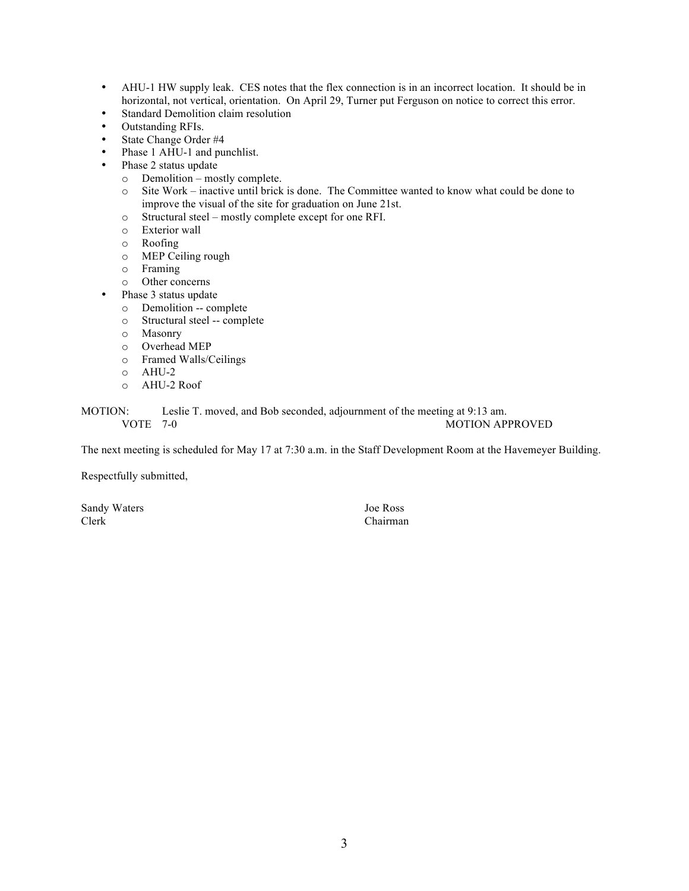- AHU-1 HW supply leak. CES notes that the flex connection is in an incorrect location. It should be in horizontal, not vertical, orientation. On April 29, Turner put Ferguson on notice to correct this error.
- Standard Demolition claim resolution
- Outstanding RFIs.
- State Change Order #4
- Phase 1 AHU-1 and punchlist.
- Phase 2 status update
  - Demolition – mostly complete.
  - Site Work – inactive until brick is done. The Committee wanted to know what could be done to improve the visual of the site for graduation on June 21st.
  - Structural steel – mostly complete except for one RFI.
  - Exterior wall
  - Roofing
  - MEP Ceiling rough
  - Framing
  - Other concerns
- Phase 3 status update
  - Demolition -- complete
  - Structural steel -- complete
  - Masonry
  - Overhead MEP
  - Framed Walls/Ceilings
  - AHU-2
  - AHU-2 Roof

MOTION: Leslie T. moved, and Bob seconded, adjournment of the meeting at 9:13 am.
VOTE 7-0 MOTION APPROVED

The next meeting is scheduled for May 17 at 7:30 a.m. in the Staff Development Room at the Havemeyer Building.

Respectfully submitted,

Sandy Waters
Clerk

Joe Ross
Chairman